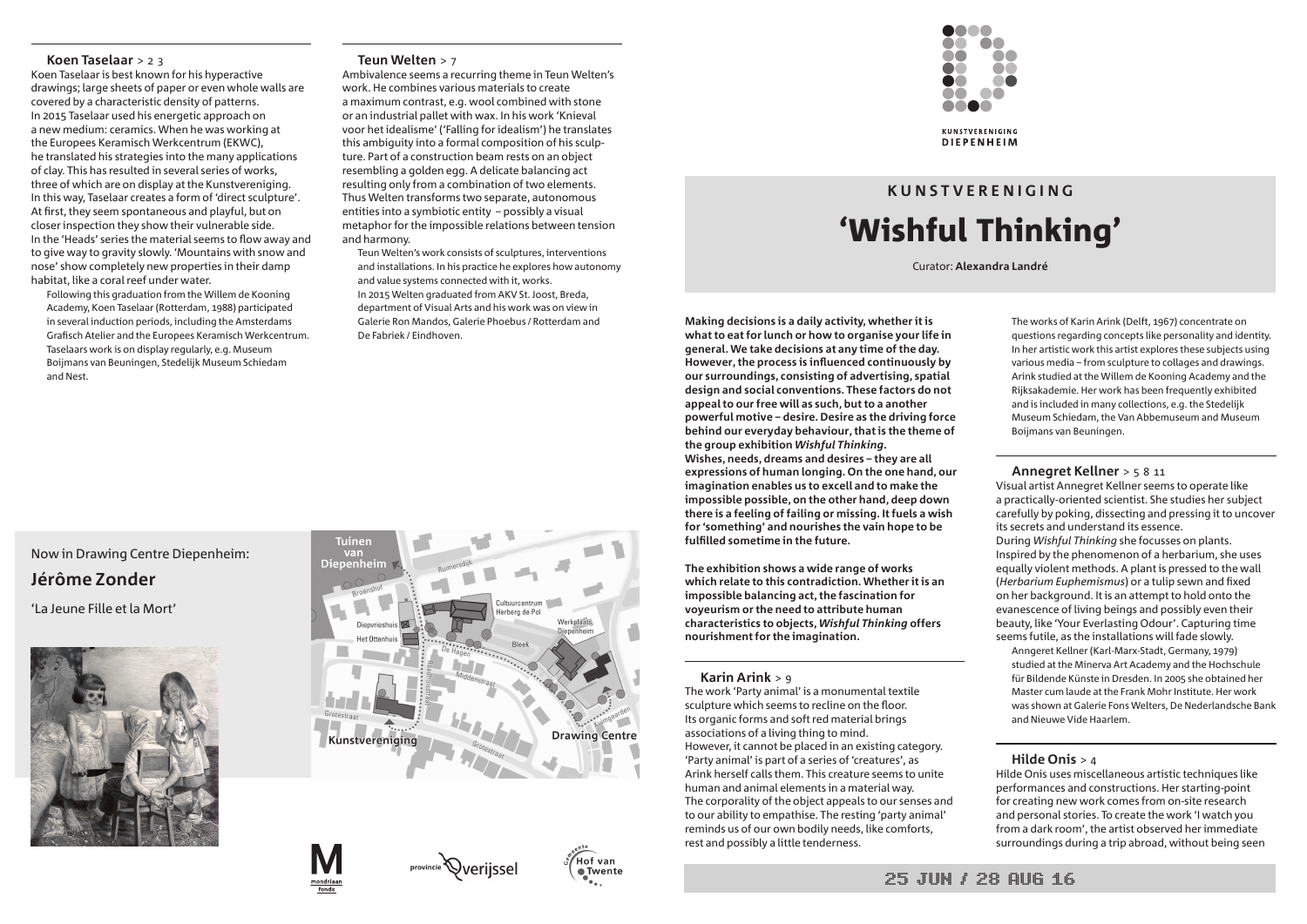# KUNSTVERENIGING

# 'Wishful Thinking'

Curator: **Alexandra Landré**

**Making decisions is a daily activity, whether it is what to eat for lunch or how to organise your life in general. We take decisions at any time of the day. However, the process is influenced continuously by our surroundings, consisting of advertising, spatial design and social conventions. These factors do not appeal to our free will as such, but to a another powerful motive – desire. Desire as the driving force behind our everyday behaviour, that is the theme of the group exhibition *Wishful Thinking*.**
**Wishes, needs, dreams and desires – they are all expressions of human longing. On the one hand, our imagination enables us to excell and to make the impossible possible, on the other hand, deep down there is a feeling of failing or missing. It fuels a wish for 'something' and nourishes the vain hope to be fulfilled sometime in the future.**

**The exhibition shows a wide range of works which relate to this contradiction. Whether it is an impossible balancing act, the fascination for voyeurism or the need to attribute human characteristics to objects, *Wishful Thinking* offers nourishment for the imagination.**

### Karin Arink > 9

The work 'Party animal' is a monumental textile sculpture which seems to recline on the floor. Its organic forms and soft red material brings associations of a living thing to mind. However, it cannot be placed in an existing category. 'Party animal' is part of a series of 'creatures', as Arink herself calls them. This creature seems to unite human and animal elements in a material way. The corporality of the object appeals to our senses and to our ability to empathise. The resting 'party animal' reminds us of our own bodily needs, like comforts, rest and possibly a little tenderness.

The works of Karin Arink (Delft, 1967) concentrate on questions regarding concepts like personality and identity. In her artistic work this artist explores these subjects using various media – from sculpture to collages and drawings. Arink studied at the Willem de Kooning Academy and the Rijksakademie. Her work has been frequently exhibited and is included in many collections, e.g. the Stedelijk Museum Schiedam, the Van Abbemuseum and Museum Boijmans van Beuningen.

### Annegret Kellner > 5 8 11

Visual artist Annegret Kellner seems to operate like a practically-oriented scientist. She studies her subject carefully by poking, dissecting and pressing it to uncover its secrets and understand its essence. During *Wishful Thinking* she focusses on plants. Inspired by the phenomenon of a herbarium, she uses equally violent methods. A plant is pressed to the wall (*Herbarium Euphemismus*) or a tulip sewn and fixed on her background. It is an attempt to hold onto the evanescence of living beings and possibly even their beauty, like 'Your Everlasting Odour'. Capturing time seems futile, as the installations will fade slowly.

Anngeret Kellner (Karl-Marx-Stadt, Germany, 1979) studied at the Minerva Art Academy and the Hochschule für Bildende Künste in Dresden. In 2005 she obtained her Master cum laude at the Frank Mohr Institute. Her work was shown at Galerie Fons Welters, De Nederlandsche Bank and Nieuwe Vide Haarlem.

### Hilde Onis > 4

Hilde Onis uses miscellaneous artistic techniques like performances and constructions. Her starting-point for creating new work comes from on-site research and personal stories. To create the work 'I watch you from a dark room', the artist observed her immediate surroundings during a trip abroad, without being seen

### Koen Taselaar > 2 3

Koen Taselaar is best known for his hyperactive drawings; large sheets of paper or even whole walls are covered by a characteristic density of patterns. In 2015 Taselaar used his energetic approach on a new medium: ceramics. When he was working at the Europees Keramisch Werkcentrum (EKWC), he translated his strategies into the many applications of clay. This has resulted in several series of works, three of which are on display at the Kunstvereniging. In this way, Taselaar creates a form of 'direct sculpture'. At first, they seem spontaneous and playful, but on closer inspection they show their vulnerable side. In the 'Heads' series the material seems to flow away and to give way to gravity slowly. 'Mountains with snow and nose' show completely new properties in their damp habitat, like a coral reef under water.

Following this graduation from the Willem de Kooning Academy, Koen Taselaar (Rotterdam, 1988) participated in several induction periods, including the Amsterdams Grafisch Atelier and the Europees Keramisch Werkcentrum. Taselaars work is on display regularly, e.g. Museum Boijmans van Beuningen, Stedelijk Museum Schiedam and Nest.

### Teun Welten > 7

Ambivalence seems a recurring theme in Teun Welten's work. He combines various materials to create a maximum contrast, e.g. wool combined with stone or an industrial pallet with wax. In his work 'Knieval voor het idealisme' ('Falling for idealism') he translates this ambiguity into a formal composition of his sculpture. Part of a construction beam rests on an object resembling a golden egg. A delicate balancing act resulting only from a combination of two elements. Thus Welten transforms two separate, autonomous entities into a symbiotic entity – possibly a visual metaphor for the impossible relations between tension and harmony.

Teun Welten's work consists of sculptures, interventions and installations. In his practice he explores how autonomy and value systems connected with it, works. In 2015 Welten graduated from AKV St. Joost, Breda, department of Visual Arts and his work was on view in Galerie Ron Mandos, Galerie Phoebus / Rotterdam and De Fabriek / Eindhoven.

Now in Drawing Centre Diepenheim:

## Jérôme Zonder

'La Jeune Fille et la Mort'

25 JUN / 28 AUG 16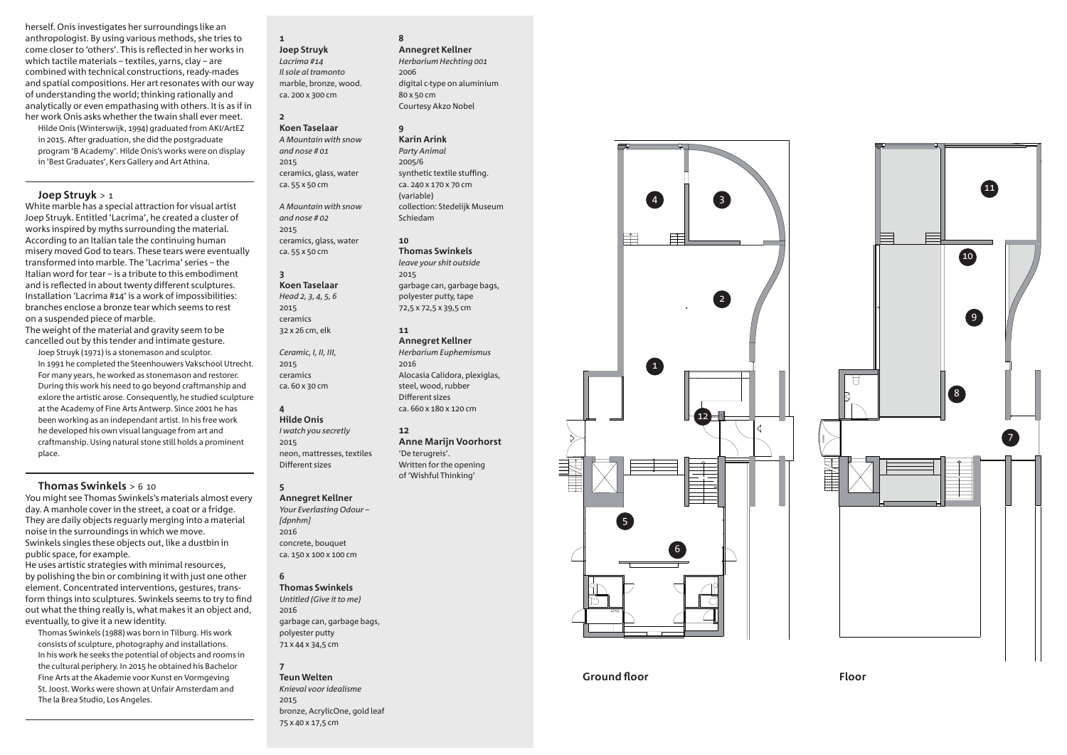herself. Onis investigates her surroundings like an anthropologist. By using various methods, she tries to come closer to 'others'. This is reflected in her works in which tactile materials – textiles, yarns, clay – are combined with technical constructions, ready-mades and spatial compositions. Her art resonates with our way of understanding the world; thinking rationally and analytically or even empathasing with others. It is as if in her work Onis asks whether the twain shall ever meet.

Hilde Onis (Winterswijk, 1994) graduated from AKI/ArtEZ in 2015. After graduation, she did the postgraduate program 'B Academy'. Hilde Onis's works were on display in 'Best Graduates', Kers Gallery and Art Athina.

## Joep Struyk > 1

White marble has a special attraction for visual artist Joep Struyk. Entitled 'Lacrima', he created a cluster of works inspired by myths surrounding the material. According to an Italian tale the continuing human misery moved God to tears. These tears were eventually transformed into marble. The 'Lacrima' series – the Italian word for tear – is a tribute to this embodiment and is reflected in about twenty different sculptures. Installation 'Lacrima #14' is a work of impossibilities: branches enclose a bronze tear which seems to rest on a suspended piece of marble.
The weight of the material and gravity seem to be cancelled out by this tender and intimate gesture.

Joep Struyk (1971) is a stonemason and sculptor. In 1991 he completed the Steenhouwers Vakschool Utrecht. For many years, he worked as stonemason and restorer. During this work his need to go beyond craftmanship and exlore the artistic arose. Consequently, he studied sculpture at the Academy of Fine Arts Antwerp. Since 2001 he has been working as an independant artist. In his free work he developed his own visual language from art and craftmanship. Using natural stone still holds a prominent place.

## Thomas Swinkels > 6 10

You might see Thomas Swinkels's materials almost every day. A manhole cover in the street, a coat or a fridge. They are daily objects reguarly merging into a material noise in the surroundings in which we move. Swinkels singles these objects out, like a dustbin in public space, for example.
He uses artistic strategies with minimal resources, by polishing the bin or combining it with just one other element. Concentrated interventions, gestures, transform things into sculptures. Swinkels seems to try to find out what the thing really is, what makes it an object and, eventually, to give it a new identity.

Thomas Swinkels (1988) was born in Tilburg. His work consists of sculpture, photography and installations. In his work he seeks the potential of objects and rooms in the cultural periphery. In 2015 he obtained his Bachelor Fine Arts at the Akademie voor Kunst en Vormgeving St. Joost. Works were shown at Unfair Amsterdam and The la Brea Studio, Los Angeles.

**1**
**Joep Struyk**
*Lacrima #14*
*Il sole al tramonto*
marble, bronze, wood.
ca. 200 x 300 cm

**2**
**Koen Taselaar**
*A Mountain with snow and nose # 01*
2015
ceramics, glass, water
ca. 55 x 50 cm

*A Mountain with snow and nose # 02*
2015
ceramics, glass, water
ca. 55 x 50 cm

**3**
**Koen Taselaar**
*Head 2, 3, 4, 5, 6*
2015
ceramics
32 x 26 cm, elk

*Ceramic, I, II, III,*
2015
ceramics
ca. 60 x 30 cm

**4**
**Hilde Onis**
*I watch you secretly*
2015
neon, mattresses, textiles
Different sizes

**5**
**Annegret Kellner**
*Your Everlasting Odour – [dpnhm]*
2016
concrete, bouquet
ca. 150 x 100 x 100 cm

**6**
**Thomas Swinkels**
*Untitled (Give it to me)*
2016
garbage can, garbage bags, polyester putty
71 x 44 x 34,5 cm

**7**
**Teun Welten**
*Knieval voor idealisme*
2015
bronze, AcrylicOne, gold leaf
75 x 40 x 17,5 cm

**8**
**Annegret Kellner**
*Herbarium Hechting 001*
2006
digital c-type on aluminium
80 x 50 cm
Courtesy Akzo Nobel

**9**
**Karin Arink**
*Party Animal*
2005/6
synthetic textile stuffing.
ca. 240 x 170 x 70 cm (variable)
collection: Stedelijk Museum Schiedam

**10**
**Thomas Swinkels**
*leave your shit outside*
2015
garbage can, garbage bags, polyester putty, tape
72,5 x 72,5 x 39,5 cm

**11**
**Annegret Kellner**
*Herbarium Euphemismus*
2016
Alocasia Calidora, plexiglas, steel, wood, rubber
Different sizes
ca. 660 x 180 x 120 cm

**12**
**Anne Marijn Voorhorst**
'De terugreis'.
Written for the opening of 'Wishful Thinking'

**Ground floor**

**Floor**